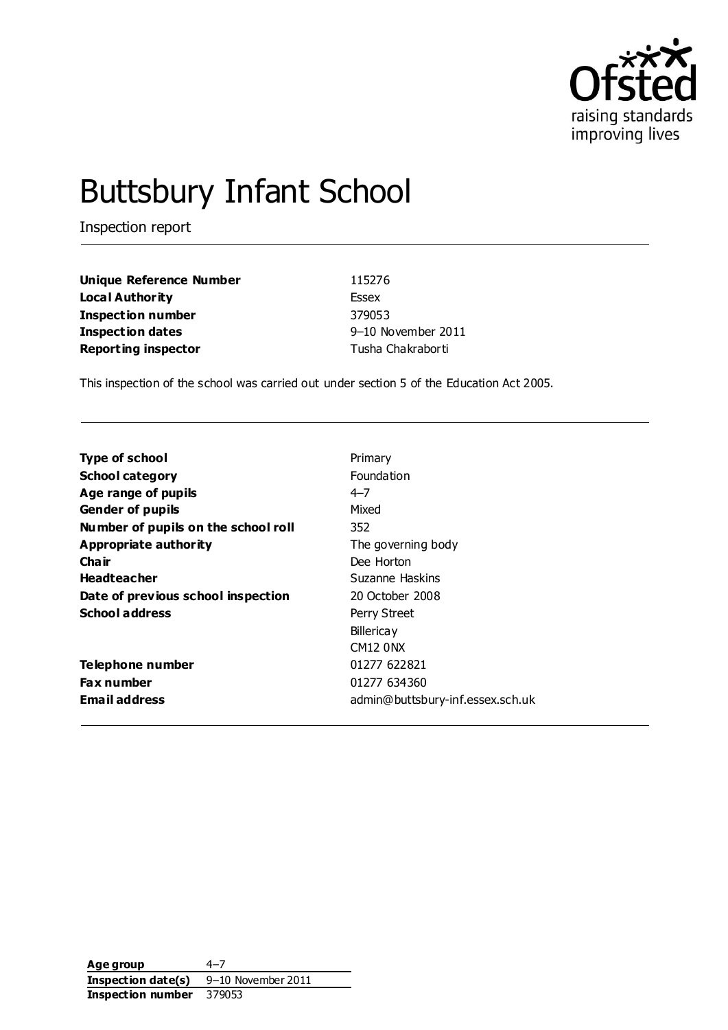# Buttsbury Infant School

Inspection report

| | |
|---|---|
| **Unique Reference Number** | 115276 |
| **Local Authority** | Essex |
| **Inspection number** | 379053 |
| **Inspection dates** | 9–10 November 2011 |
| **Reporting inspector** | Tusha Chakraborti |

This inspection of the school was carried out under section 5 of the Education Act 2005.

| | |
|---|---|
| **Type of school** | Primary |
| **School category** | Foundation |
| **Age range of pupils** | 4–7 |
| **Gender of pupils** | Mixed |
| **Number of pupils on the school roll** | 352 |
| **Appropriate authority** | The governing body |
| **Chair** | Dee Horton |
| **Headteacher** | Suzanne Haskins |
| **Date of previous school inspection** | 20 October 2008 |
| **School address** | Perry Street<br>Billericay<br>CM12 0NX |
| **Telephone number** | 01277 622821 |
| **Fax number** | 01277 634360 |
| **Email address** | admin@buttsbury-inf.essex.sch.uk |

| | |
|---|---|
| **Age group** | 4–7 |
| **Inspection date(s)** | 9–10 November 2011 |
| **Inspection number** | 379053 |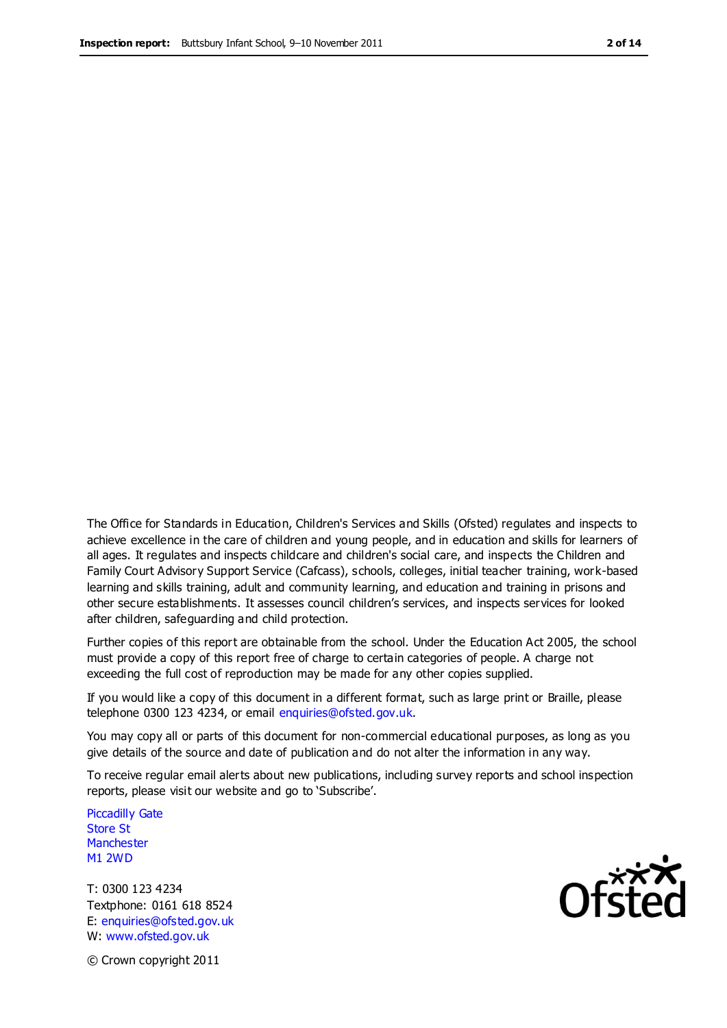The Office for Standards in Education, Children's Services and Skills (Ofsted) regulates and inspects to achieve excellence in the care of children and young people, and in education and skills for learners of all ages. It regulates and inspects childcare and children's social care, and inspects the Children and Family Court Advisory Support Service (Cafcass), schools, colleges, initial teacher training, work-based learning and skills training, adult and community learning, and education and training in prisons and other secure establishments. It assesses council children's services, and inspects services for looked after children, safeguarding and child protection.

Further copies of this report are obtainable from the school. Under the Education Act 2005, the school must provide a copy of this report free of charge to certain categories of people. A charge not exceeding the full cost of reproduction may be made for any other copies supplied.

If you would like a copy of this document in a different format, such as large print or Braille, please telephone 0300 123 4234, or email enquiries@ofsted.gov.uk.

You may copy all or parts of this document for non-commercial educational purposes, as long as you give details of the source and date of publication and do not alter the information in any way.

To receive regular email alerts about new publications, including survey reports and school inspection reports, please visit our website and go to 'Subscribe'.

Piccadilly Gate
Store St
Manchester
M1 2WD

T: 0300 123 4234
Textphone: 0161 618 8524
E: enquiries@ofsted.gov.uk
W: www.ofsted.gov.uk

© Crown copyright 2011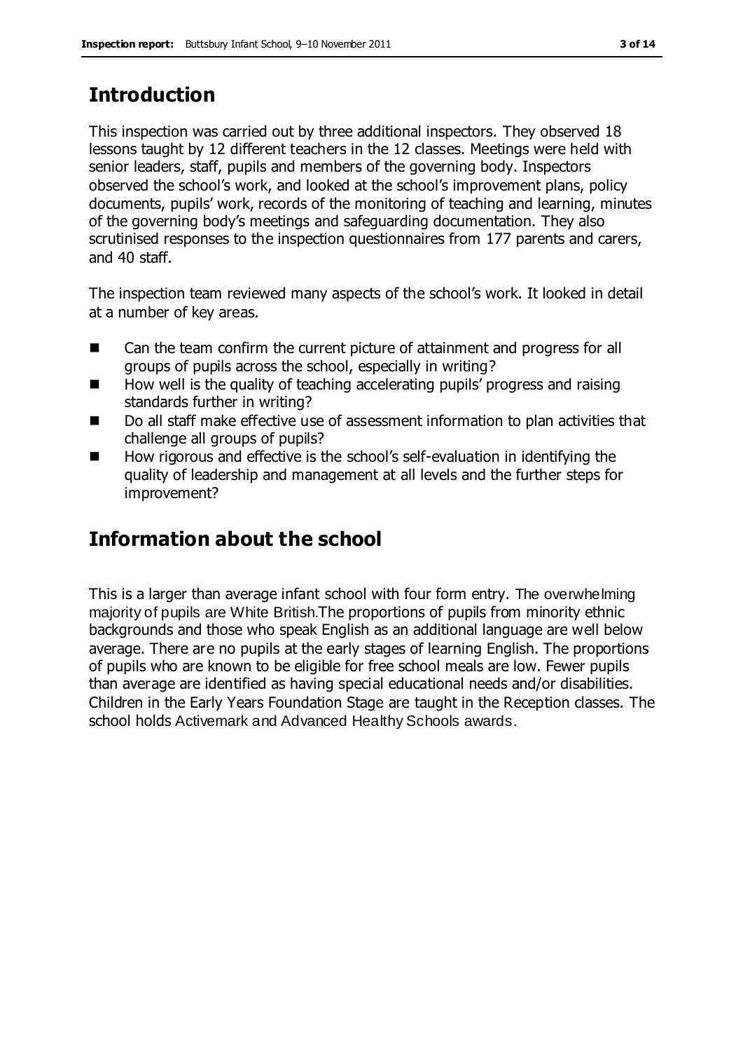## Introduction

This inspection was carried out by three additional inspectors. They observed 18 lessons taught by 12 different teachers in the 12 classes. Meetings were held with senior leaders, staff, pupils and members of the governing body. Inspectors observed the school's work, and looked at the school's improvement plans, policy documents, pupils' work, records of the monitoring of teaching and learning, minutes of the governing body's meetings and safeguarding documentation. They also scrutinised responses to the inspection questionnaires from 177 parents and carers, and 40 staff.

The inspection team reviewed many aspects of the school's work. It looked in detail at a number of key areas.

- Can the team confirm the current picture of attainment and progress for all groups of pupils across the school, especially in writing?
- How well is the quality of teaching accelerating pupils' progress and raising standards further in writing?
- Do all staff make effective use of assessment information to plan activities that challenge all groups of pupils?
- How rigorous and effective is the school's self-evaluation in identifying the quality of leadership and management at all levels and the further steps for improvement?

## Information about the school

This is a larger than average infant school with four form entry. The overwhelming majority of pupils are White British.The proportions of pupils from minority ethnic backgrounds and those who speak English as an additional language are well below average. There are no pupils at the early stages of learning English. The proportions of pupils who are known to be eligible for free school meals are low. Fewer pupils than average are identified as having special educational needs and/or disabilities. Children in the Early Years Foundation Stage are taught in the Reception classes. The school holds Activemark and Advanced Healthy Schools awards.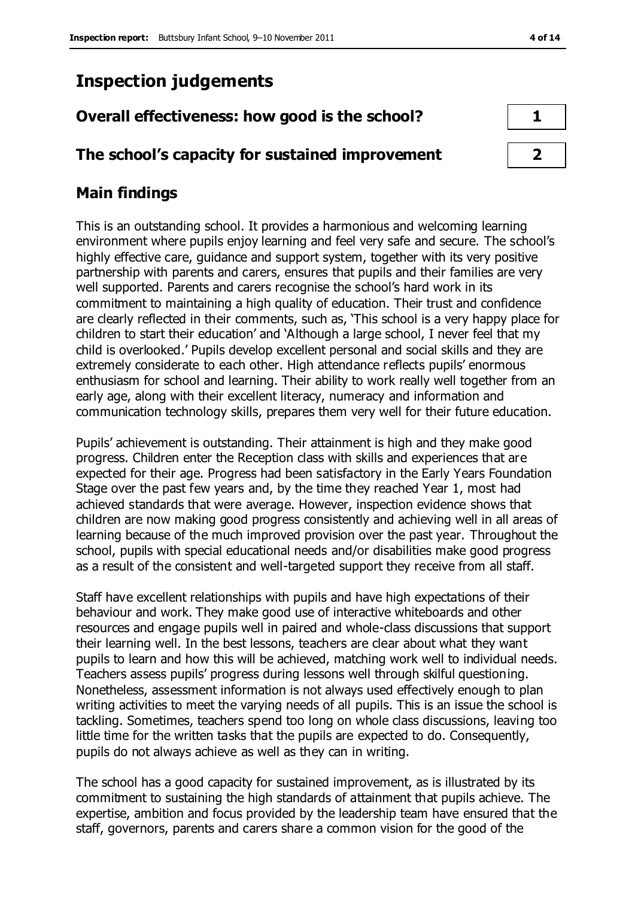# Inspection judgements

| | |
|---|---|
| **Overall effectiveness: how good is the school?** | **1** |
| **The school's capacity for sustained improvement** | **2** |

## Main findings

This is an outstanding school. It provides a harmonious and welcoming learning environment where pupils enjoy learning and feel very safe and secure. The school's highly effective care, guidance and support system, together with its very positive partnership with parents and carers, ensures that pupils and their families are very well supported. Parents and carers recognise the school's hard work in its commitment to maintaining a high quality of education. Their trust and confidence are clearly reflected in their comments, such as, 'This school is a very happy place for children to start their education' and 'Although a large school, I never feel that my child is overlooked.' Pupils develop excellent personal and social skills and they are extremely considerate to each other. High attendance reflects pupils' enormous enthusiasm for school and learning. Their ability to work really well together from an early age, along with their excellent literacy, numeracy and information and communication technology skills, prepares them very well for their future education.

Pupils' achievement is outstanding. Their attainment is high and they make good progress. Children enter the Reception class with skills and experiences that are expected for their age. Progress had been satisfactory in the Early Years Foundation Stage over the past few years and, by the time they reached Year 1, most had achieved standards that were average. However, inspection evidence shows that children are now making good progress consistently and achieving well in all areas of learning because of the much improved provision over the past year. Throughout the school, pupils with special educational needs and/or disabilities make good progress as a result of the consistent and well-targeted support they receive from all staff.

Staff have excellent relationships with pupils and have high expectations of their behaviour and work. They make good use of interactive whiteboards and other resources and engage pupils well in paired and whole-class discussions that support their learning well. In the best lessons, teachers are clear about what they want pupils to learn and how this will be achieved, matching work well to individual needs. Teachers assess pupils' progress during lessons well through skilful questioning. Nonetheless, assessment information is not always used effectively enough to plan writing activities to meet the varying needs of all pupils. This is an issue the school is tackling. Sometimes, teachers spend too long on whole class discussions, leaving too little time for the written tasks that the pupils are expected to do. Consequently, pupils do not always achieve as well as they can in writing.

The school has a good capacity for sustained improvement, as is illustrated by its commitment to sustaining the high standards of attainment that pupils achieve. The expertise, ambition and focus provided by the leadership team have ensured that the staff, governors, parents and carers share a common vision for the good of the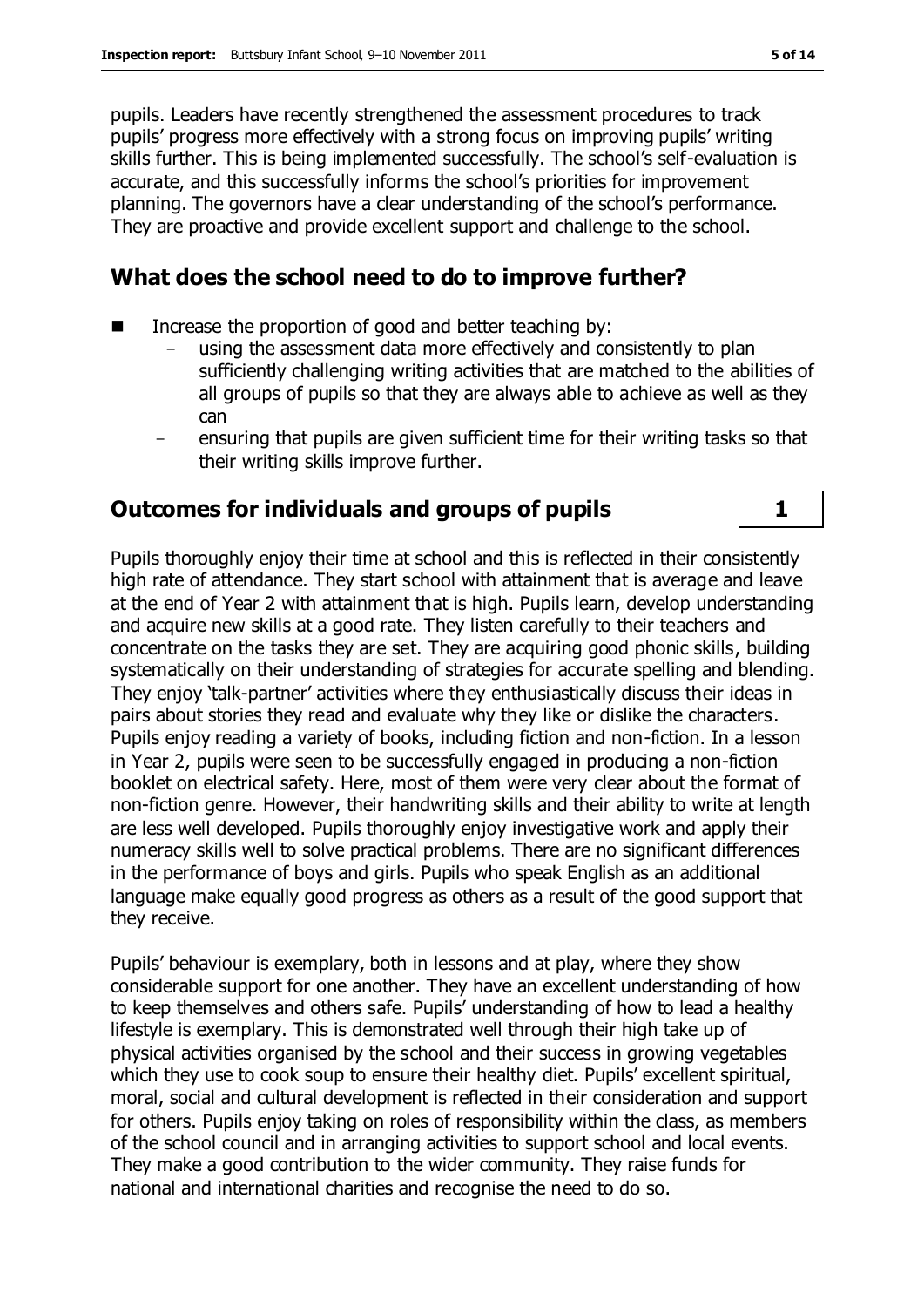pupils. Leaders have recently strengthened the assessment procedures to track pupils' progress more effectively with a strong focus on improving pupils' writing skills further. This is being implemented successfully. The school's self-evaluation is accurate, and this successfully informs the school's priorities for improvement planning. The governors have a clear understanding of the school's performance. They are proactive and provide excellent support and challenge to the school.

## What does the school need to do to improve further?

- Increase the proportion of good and better teaching by:
  - using the assessment data more effectively and consistently to plan sufficiently challenging writing activities that are matched to the abilities of all groups of pupils so that they are always able to achieve as well as they can
  - ensuring that pupils are given sufficient time for their writing tasks so that their writing skills improve further.

## Outcomes for individuals and groups of pupils — 1

Pupils thoroughly enjoy their time at school and this is reflected in their consistently high rate of attendance. They start school with attainment that is average and leave at the end of Year 2 with attainment that is high. Pupils learn, develop understanding and acquire new skills at a good rate. They listen carefully to their teachers and concentrate on the tasks they are set. They are acquiring good phonic skills, building systematically on their understanding of strategies for accurate spelling and blending. They enjoy 'talk-partner' activities where they enthusiastically discuss their ideas in pairs about stories they read and evaluate why they like or dislike the characters. Pupils enjoy reading a variety of books, including fiction and non-fiction. In a lesson in Year 2, pupils were seen to be successfully engaged in producing a non-fiction booklet on electrical safety. Here, most of them were very clear about the format of non-fiction genre. However, their handwriting skills and their ability to write at length are less well developed. Pupils thoroughly enjoy investigative work and apply their numeracy skills well to solve practical problems. There are no significant differences in the performance of boys and girls. Pupils who speak English as an additional language make equally good progress as others as a result of the good support that they receive.

Pupils' behaviour is exemplary, both in lessons and at play, where they show considerable support for one another. They have an excellent understanding of how to keep themselves and others safe. Pupils' understanding of how to lead a healthy lifestyle is exemplary. This is demonstrated well through their high take up of physical activities organised by the school and their success in growing vegetables which they use to cook soup to ensure their healthy diet. Pupils' excellent spiritual, moral, social and cultural development is reflected in their consideration and support for others. Pupils enjoy taking on roles of responsibility within the class, as members of the school council and in arranging activities to support school and local events. They make a good contribution to the wider community. They raise funds for national and international charities and recognise the need to do so.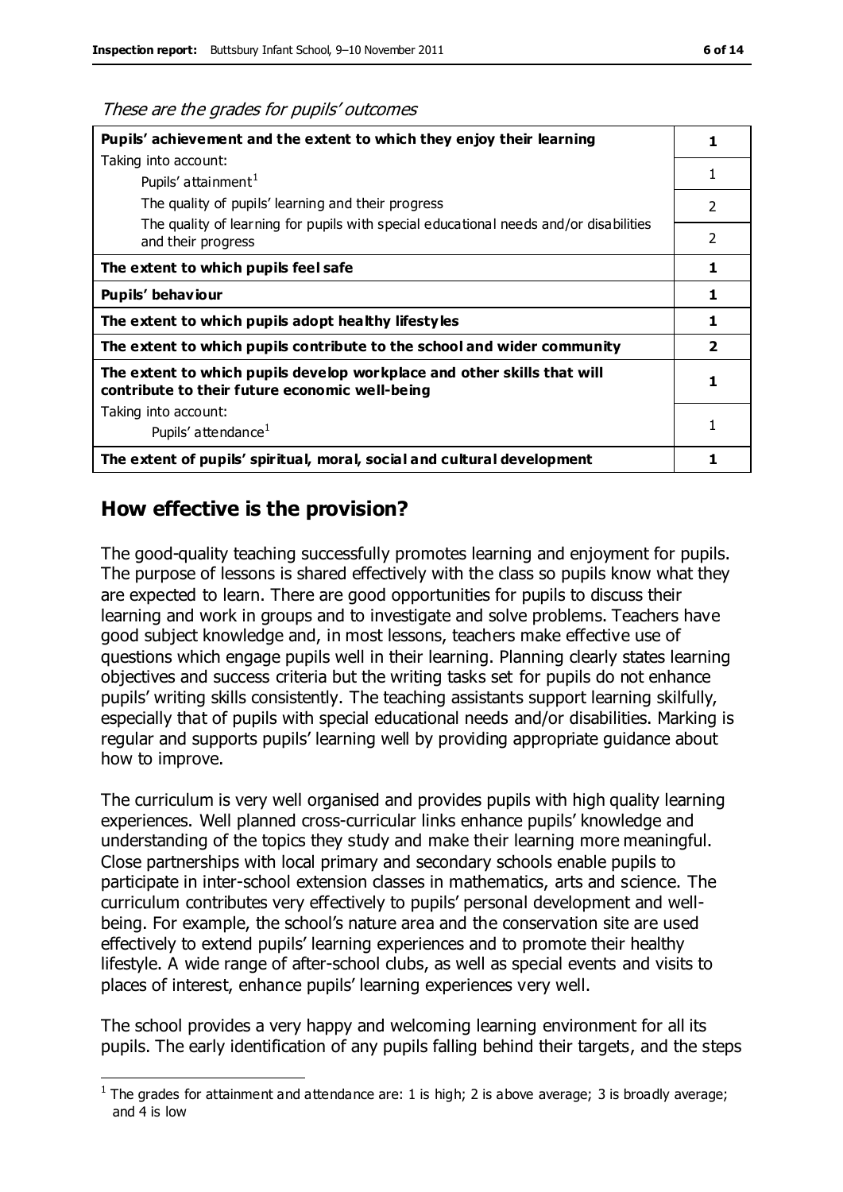*These are the grades for pupils' outcomes*

| | |
|---|---|
| **Pupils' achievement and the extent to which they enjoy their learning** | **1** |
| Taking into account: Pupils' attainment[1] | 1 |
| The quality of pupils' learning and their progress | 2 |
| The quality of learning for pupils with special educational needs and/or disabilities and their progress | 2 |
| **The extent to which pupils feel safe** | **1** |
| **Pupils' behaviour** | **1** |
| **The extent to which pupils adopt healthy lifestyles** | **1** |
| **The extent to which pupils contribute to the school and wider community** | **2** |
| **The extent to which pupils develop workplace and other skills that will contribute to their future economic well-being** | **1** |
| Taking into account: Pupils' attendance[1] | 1 |
| **The extent of pupils' spiritual, moral, social and cultural development** | **1** |

## How effective is the provision?

The good-quality teaching successfully promotes learning and enjoyment for pupils. The purpose of lessons is shared effectively with the class so pupils know what they are expected to learn. There are good opportunities for pupils to discuss their learning and work in groups and to investigate and solve problems. Teachers have good subject knowledge and, in most lessons, teachers make effective use of questions which engage pupils well in their learning. Planning clearly states learning objectives and success criteria but the writing tasks set for pupils do not enhance pupils' writing skills consistently. The teaching assistants support learning skilfully, especially that of pupils with special educational needs and/or disabilities. Marking is regular and supports pupils' learning well by providing appropriate guidance about how to improve.

The curriculum is very well organised and provides pupils with high quality learning experiences. Well planned cross-curricular links enhance pupils' knowledge and understanding of the topics they study and make their learning more meaningful. Close partnerships with local primary and secondary schools enable pupils to participate in inter-school extension classes in mathematics, arts and science. The curriculum contributes very effectively to pupils' personal development and well-being. For example, the school's nature area and the conservation site are used effectively to extend pupils' learning experiences and to promote their healthy lifestyle. A wide range of after-school clubs, as well as special events and visits to places of interest, enhance pupils' learning experiences very well.

The school provides a very happy and welcoming learning environment for all its pupils. The early identification of any pupils falling behind their targets, and the steps

[1] The grades for attainment and attendance are: 1 is high; 2 is above average; 3 is broadly average; and 4 is low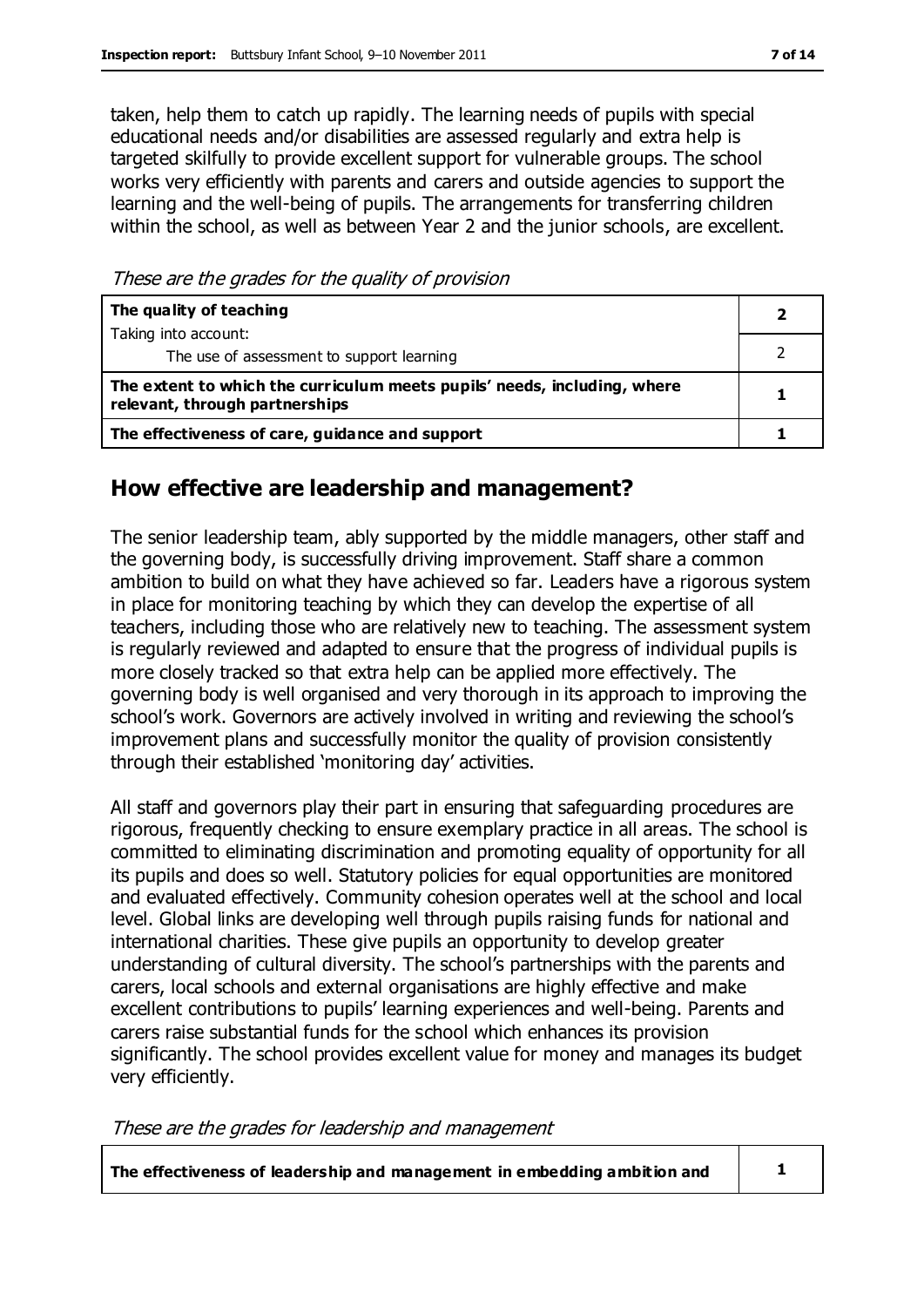taken, help them to catch up rapidly. The learning needs of pupils with special educational needs and/or disabilities are assessed regularly and extra help is targeted skilfully to provide excellent support for vulnerable groups. The school works very efficiently with parents and carers and outside agencies to support the learning and the well-being of pupils. The arrangements for transferring children within the school, as well as between Year 2 and the junior schools, are excellent.

*These are the grades for the quality of provision*

| | |
|---|---|
| **The quality of teaching**<br>Taking into account:<br>The use of assessment to support learning | **2**<br><br>2 |
| **The extent to which the curriculum meets pupils' needs, including, where relevant, through partnerships** | **1** |
| **The effectiveness of care, guidance and support** | **1** |

## How effective are leadership and management?

The senior leadership team, ably supported by the middle managers, other staff and the governing body, is successfully driving improvement. Staff share a common ambition to build on what they have achieved so far. Leaders have a rigorous system in place for monitoring teaching by which they can develop the expertise of all teachers, including those who are relatively new to teaching. The assessment system is regularly reviewed and adapted to ensure that the progress of individual pupils is more closely tracked so that extra help can be applied more effectively. The governing body is well organised and very thorough in its approach to improving the school's work. Governors are actively involved in writing and reviewing the school's improvement plans and successfully monitor the quality of provision consistently through their established 'monitoring day' activities.

All staff and governors play their part in ensuring that safeguarding procedures are rigorous, frequently checking to ensure exemplary practice in all areas. The school is committed to eliminating discrimination and promoting equality of opportunity for all its pupils and does so well. Statutory policies for equal opportunities are monitored and evaluated effectively. Community cohesion operates well at the school and local level. Global links are developing well through pupils raising funds for national and international charities. These give pupils an opportunity to develop greater understanding of cultural diversity. The school's partnerships with the parents and carers, local schools and external organisations are highly effective and make excellent contributions to pupils' learning experiences and well-being. Parents and carers raise substantial funds for the school which enhances its provision significantly. The school provides excellent value for money and manages its budget very efficiently.

*These are the grades for leadership and management*

| | |
|---|---|
| **The effectiveness of leadership and management in embedding ambition and** | **1** |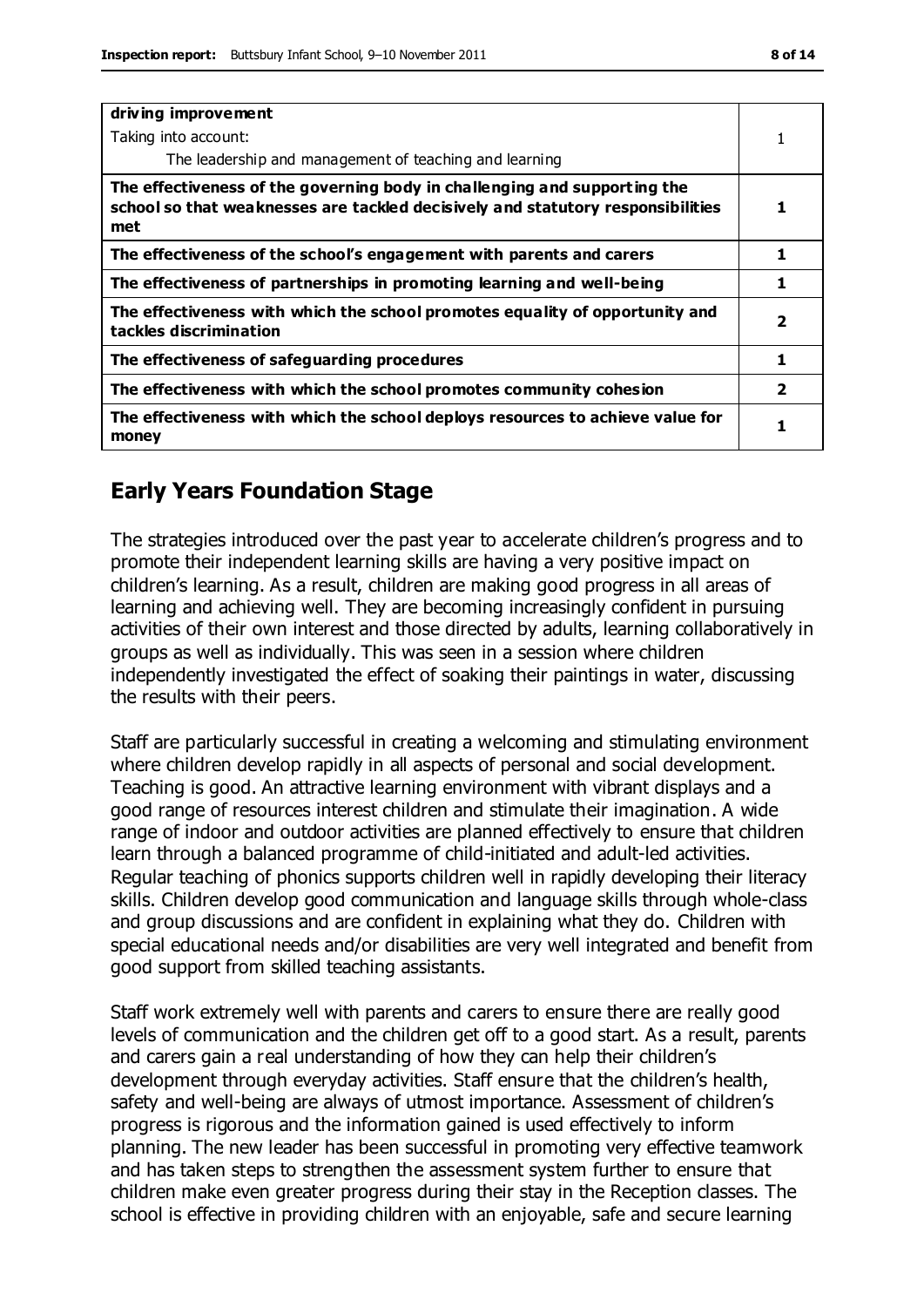| | |
|---|---|
| **driving improvement**<br>Taking into account:<br>The leadership and management of teaching and learning | 1 |
| **The effectiveness of the governing body in challenging and supporting the school so that weaknesses are tackled decisively and statutory responsibilities met** | **1** |
| **The effectiveness of the school's engagement with parents and carers** | **1** |
| **The effectiveness of partnerships in promoting learning and well-being** | **1** |
| **The effectiveness with which the school promotes equality of opportunity and tackles discrimination** | **2** |
| **The effectiveness of safeguarding procedures** | **1** |
| **The effectiveness with which the school promotes community cohesion** | **2** |
| **The effectiveness with which the school deploys resources to achieve value for money** | **1** |

## Early Years Foundation Stage

The strategies introduced over the past year to accelerate children's progress and to promote their independent learning skills are having a very positive impact on children's learning. As a result, children are making good progress in all areas of learning and achieving well. They are becoming increasingly confident in pursuing activities of their own interest and those directed by adults, learning collaboratively in groups as well as individually. This was seen in a session where children independently investigated the effect of soaking their paintings in water, discussing the results with their peers.

Staff are particularly successful in creating a welcoming and stimulating environment where children develop rapidly in all aspects of personal and social development. Teaching is good. An attractive learning environment with vibrant displays and a good range of resources interest children and stimulate their imagination. A wide range of indoor and outdoor activities are planned effectively to ensure that children learn through a balanced programme of child-initiated and adult-led activities. Regular teaching of phonics supports children well in rapidly developing their literacy skills. Children develop good communication and language skills through whole-class and group discussions and are confident in explaining what they do. Children with special educational needs and/or disabilities are very well integrated and benefit from good support from skilled teaching assistants.

Staff work extremely well with parents and carers to ensure there are really good levels of communication and the children get off to a good start. As a result, parents and carers gain a real understanding of how they can help their children's development through everyday activities. Staff ensure that the children's health, safety and well-being are always of utmost importance. Assessment of children's progress is rigorous and the information gained is used effectively to inform planning. The new leader has been successful in promoting very effective teamwork and has taken steps to strengthen the assessment system further to ensure that children make even greater progress during their stay in the Reception classes. The school is effective in providing children with an enjoyable, safe and secure learning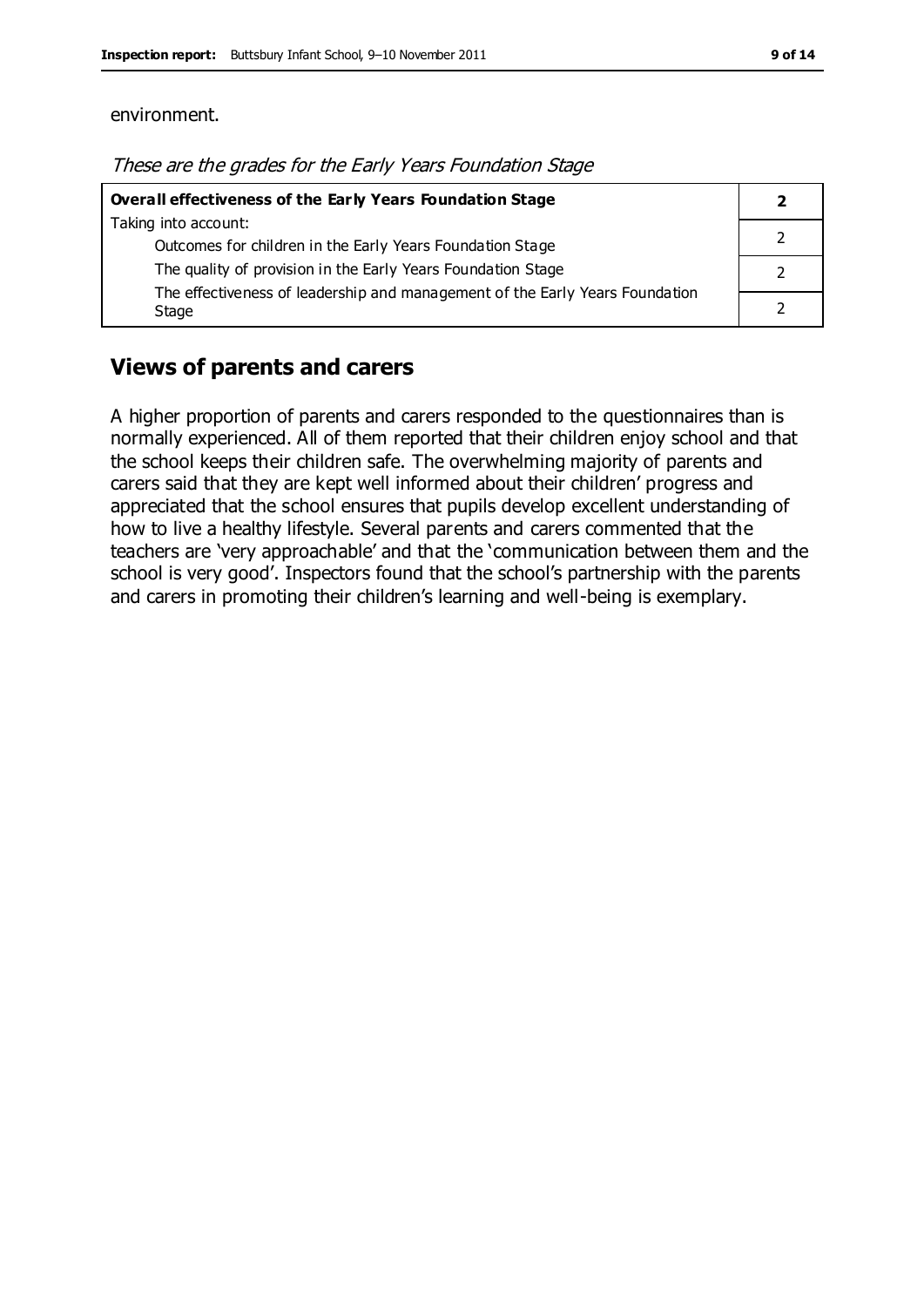environment.

*These are the grades for the Early Years Foundation Stage*

| **Overall effectiveness of the Early Years Foundation Stage** | **2** |
|---|---|
| Taking into account: Outcomes for children in the Early Years Foundation Stage | 2 |
| The quality of provision in the Early Years Foundation Stage | 2 |
| The effectiveness of leadership and management of the Early Years Foundation Stage | 2 |

## Views of parents and carers

A higher proportion of parents and carers responded to the questionnaires than is normally experienced. All of them reported that their children enjoy school and that the school keeps their children safe. The overwhelming majority of parents and carers said that they are kept well informed about their children' progress and appreciated that the school ensures that pupils develop excellent understanding of how to live a healthy lifestyle. Several parents and carers commented that the teachers are 'very approachable' and that the 'communication between them and the school is very good'. Inspectors found that the school's partnership with the parents and carers in promoting their children's learning and well-being is exemplary.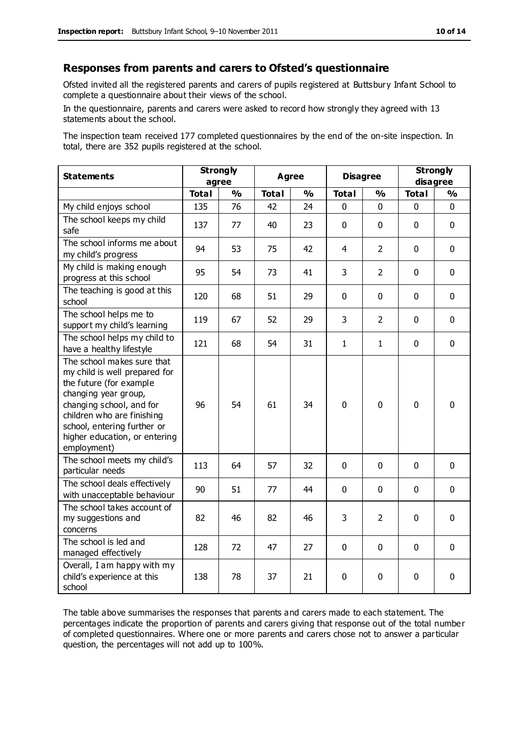## Responses from parents and carers to Ofsted's questionnaire

Ofsted invited all the registered parents and carers of pupils registered at Buttsbury Infant School to complete a questionnaire about their views of the school.

In the questionnaire, parents and carers were asked to record how strongly they agreed with 13 statements about the school.

The inspection team received 177 completed questionnaires by the end of the on-site inspection. In total, there are 352 pupils registered at the school.

| Statements | Strongly agree | | Agree | | Disagree | | Strongly disagree | |
|---|---|---|---|---|---|---|---|---|
| | Total | % | Total | % | Total | % | Total | % |
| My child enjoys school | 135 | 76 | 42 | 24 | 0 | 0 | 0 | 0 |
| The school keeps my child safe | 137 | 77 | 40 | 23 | 0 | 0 | 0 | 0 |
| The school informs me about my child's progress | 94 | 53 | 75 | 42 | 4 | 2 | 0 | 0 |
| My child is making enough progress at this school | 95 | 54 | 73 | 41 | 3 | 2 | 0 | 0 |
| The teaching is good at this school | 120 | 68 | 51 | 29 | 0 | 0 | 0 | 0 |
| The school helps me to support my child's learning | 119 | 67 | 52 | 29 | 3 | 2 | 0 | 0 |
| The school helps my child to have a healthy lifestyle | 121 | 68 | 54 | 31 | 1 | 1 | 0 | 0 |
| The school makes sure that my child is well prepared for the future (for example changing year group, changing school, and for children who are finishing school, entering further or higher education, or entering employment) | 96 | 54 | 61 | 34 | 0 | 0 | 0 | 0 |
| The school meets my child's particular needs | 113 | 64 | 57 | 32 | 0 | 0 | 0 | 0 |
| The school deals effectively with unacceptable behaviour | 90 | 51 | 77 | 44 | 0 | 0 | 0 | 0 |
| The school takes account of my suggestions and concerns | 82 | 46 | 82 | 46 | 3 | 2 | 0 | 0 |
| The school is led and managed effectively | 128 | 72 | 47 | 27 | 0 | 0 | 0 | 0 |
| Overall, I am happy with my child's experience at this school | 138 | 78 | 37 | 21 | 0 | 0 | 0 | 0 |

The table above summarises the responses that parents and carers made to each statement. The percentages indicate the proportion of parents and carers giving that response out of the total number of completed questionnaires. Where one or more parents and carers chose not to answer a particular question, the percentages will not add up to 100%.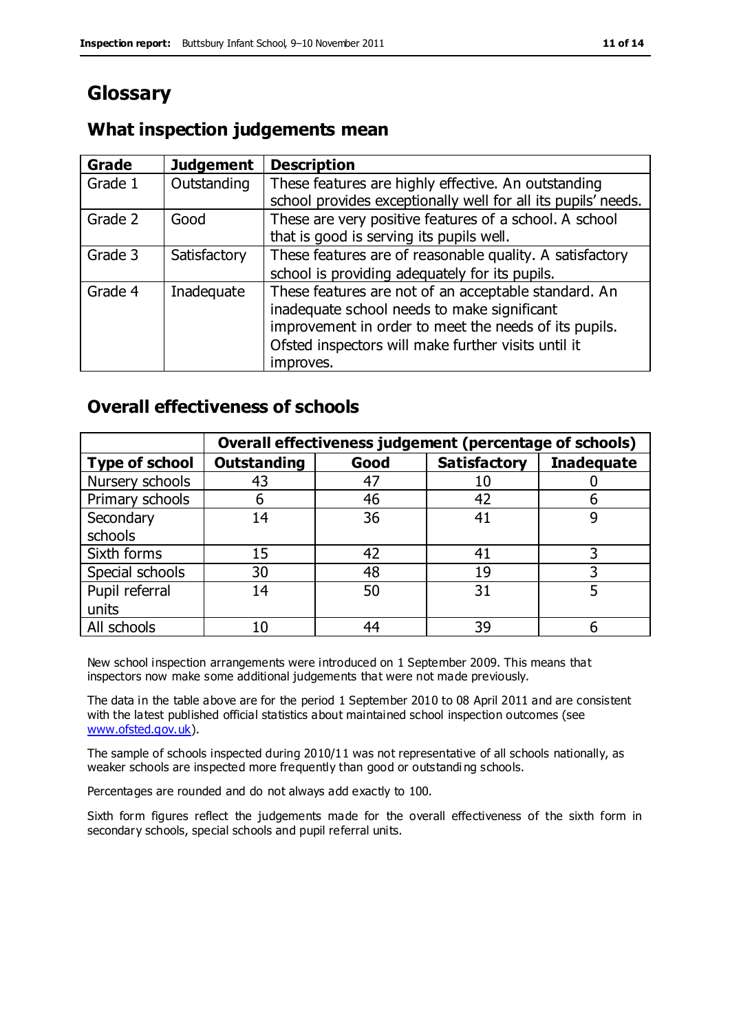# Glossary

## What inspection judgements mean

| Grade | Judgement | Description |
|---|---|---|
| Grade 1 | Outstanding | These features are highly effective. An outstanding school provides exceptionally well for all its pupils' needs. |
| Grade 2 | Good | These are very positive features of a school. A school that is good is serving its pupils well. |
| Grade 3 | Satisfactory | These features are of reasonable quality. A satisfactory school is providing adequately for its pupils. |
| Grade 4 | Inadequate | These features are not of an acceptable standard. An inadequate school needs to make significant improvement in order to meet the needs of its pupils. Ofsted inspectors will make further visits until it improves. |

## Overall effectiveness of schools

| | Overall effectiveness judgement (percentage of schools) | | | |
|---|---|---|---|---|
| **Type of school** | **Outstanding** | **Good** | **Satisfactory** | **Inadequate** |
| Nursery schools | 43 | 47 | 10 | 0 |
| Primary schools | 6 | 46 | 42 | 6 |
| Secondary schools | 14 | 36 | 41 | 9 |
| Sixth forms | 15 | 42 | 41 | 3 |
| Special schools | 30 | 48 | 19 | 3 |
| Pupil referral units | 14 | 50 | 31 | 5 |
| All schools | 10 | 44 | 39 | 6 |

New school inspection arrangements were introduced on 1 September 2009. This means that inspectors now make some additional judgements that were not made previously.

The data in the table above are for the period 1 September 2010 to 08 April 2011 and are consistent with the latest published official statistics about maintained school inspection outcomes (see www.ofsted.gov.uk).

The sample of schools inspected during 2010/11 was not representative of all schools nationally, as weaker schools are inspected more frequently than good or outstanding schools.

Percentages are rounded and do not always add exactly to 100.

Sixth form figures reflect the judgements made for the overall effectiveness of the sixth form in secondary schools, special schools and pupil referral units.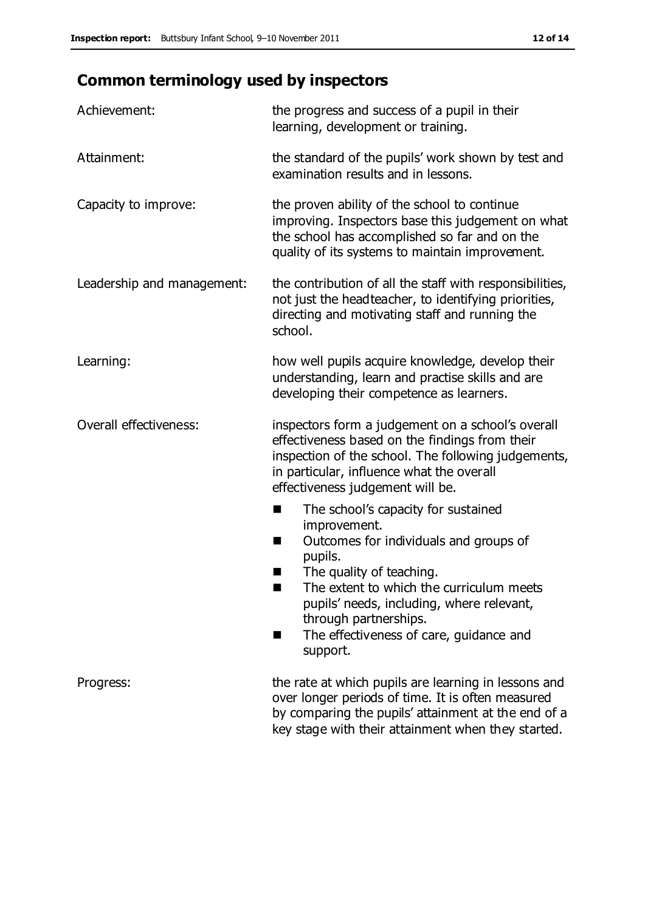## Common terminology used by inspectors

| | |
|---|---|
| Achievement: | the progress and success of a pupil in their learning, development or training. |
| Attainment: | the standard of the pupils' work shown by test and examination results and in lessons. |
| Capacity to improve: | the proven ability of the school to continue improving. Inspectors base this judgement on what the school has accomplished so far and on the quality of its systems to maintain improvement. |
| Leadership and management: | the contribution of all the staff with responsibilities, not just the headteacher, to identifying priorities, directing and motivating staff and running the school. |
| Learning: | how well pupils acquire knowledge, develop their understanding, learn and practise skills and are developing their competence as learners. |
| Overall effectiveness: | inspectors form a judgement on a school's overall effectiveness based on the findings from their inspection of the school. The following judgements, in particular, influence what the overall effectiveness judgement will be. ■ The school's capacity for sustained improvement. ■ Outcomes for individuals and groups of pupils. ■ The quality of teaching. ■ The extent to which the curriculum meets pupils' needs, including, where relevant, through partnerships. ■ The effectiveness of care, guidance and support. |
| Progress: | the rate at which pupils are learning in lessons and over longer periods of time. It is often measured by comparing the pupils' attainment at the end of a key stage with their attainment when they started. |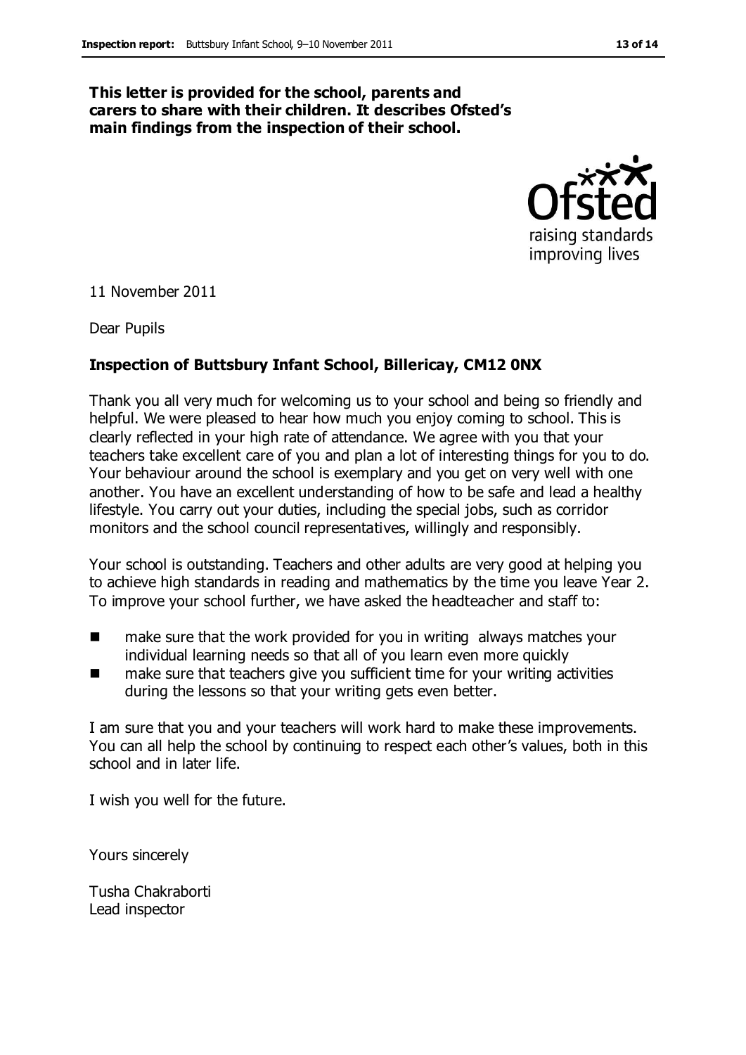**This letter is provided for the school, parents and carers to share with their children. It describes Ofsted's main findings from the inspection of their school.**

11 November 2011

Dear Pupils

**Inspection of Buttsbury Infant School, Billericay, CM12 0NX**

Thank you all very much for welcoming us to your school and being so friendly and helpful. We were pleased to hear how much you enjoy coming to school. This is clearly reflected in your high rate of attendance. We agree with you that your teachers take excellent care of you and plan a lot of interesting things for you to do. Your behaviour around the school is exemplary and you get on very well with one another. You have an excellent understanding of how to be safe and lead a healthy lifestyle. You carry out your duties, including the special jobs, such as corridor monitors and the school council representatives, willingly and responsibly.

Your school is outstanding. Teachers and other adults are very good at helping you to achieve high standards in reading and mathematics by the time you leave Year 2. To improve your school further, we have asked the headteacher and staff to:

- make sure that the work provided for you in writing always matches your individual learning needs so that all of you learn even more quickly
- make sure that teachers give you sufficient time for your writing activities during the lessons so that your writing gets even better.

I am sure that you and your teachers will work hard to make these improvements. You can all help the school by continuing to respect each other's values, both in this school and in later life.

I wish you well for the future.

Yours sincerely

Tusha Chakraborti
Lead inspector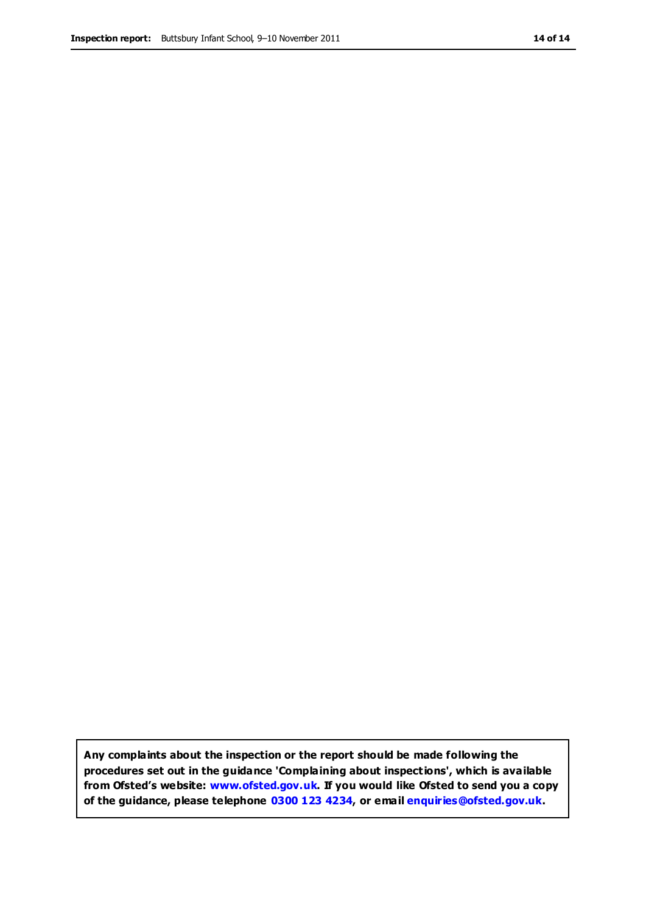**Any complaints about the inspection or the report should be made following the procedures set out in the guidance 'Complaining about inspections', which is available from Ofsted's website: www.ofsted.gov.uk. If you would like Ofsted to send you a copy of the guidance, please telephone 0300 123 4234, or email enquiries@ofsted.gov.uk.**